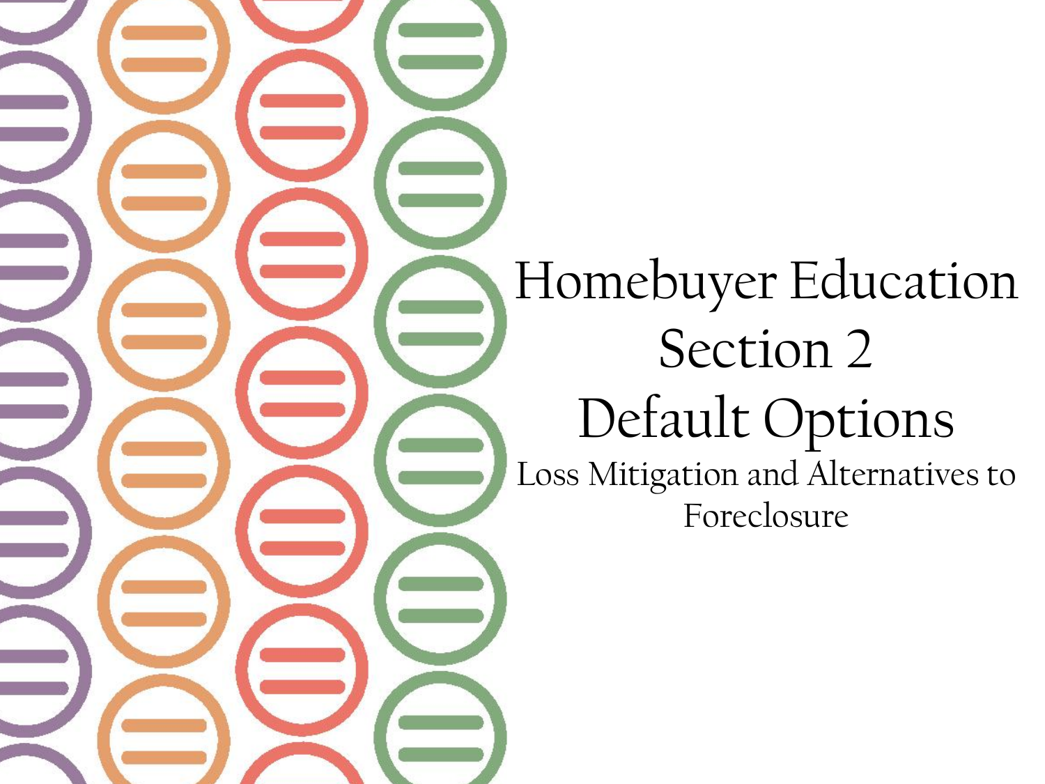# Homebuyer Education Section 2 Default Options

Loss Mitigation and Alternatives to Foreclosure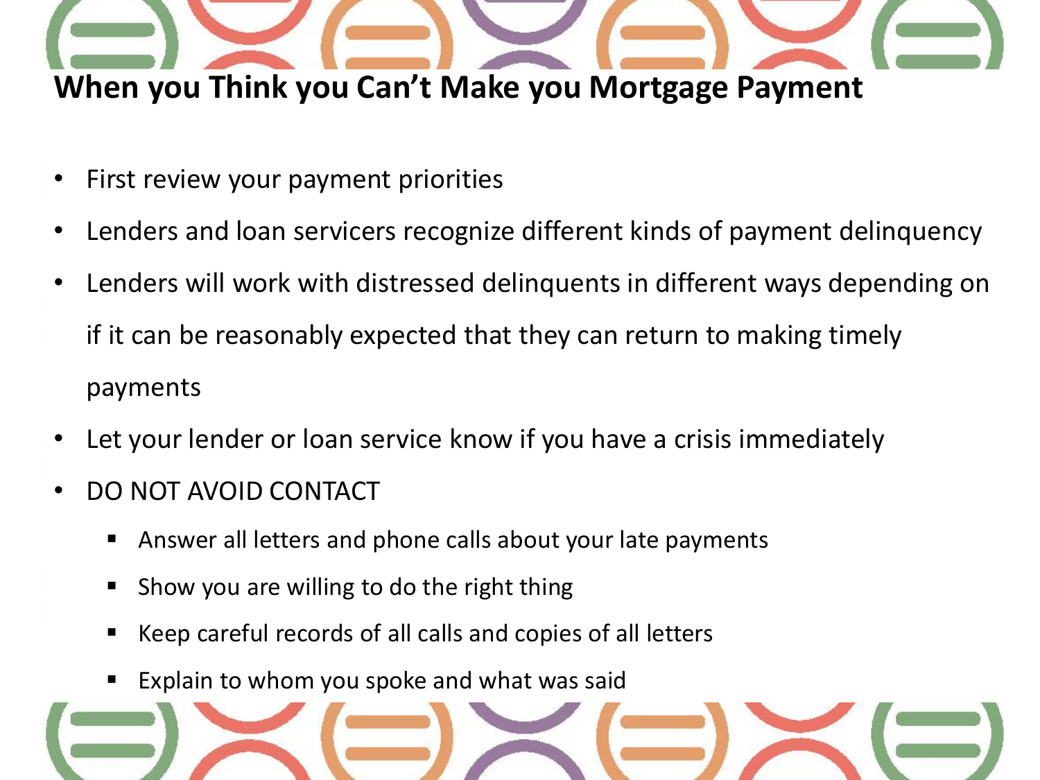## When you Think you Can't Make you Mortgage Payment

- First review your payment priorities
- Lenders and loan servicers recognize different kinds of payment delinquency
- Lenders will work with distressed delinquents in different ways depending on if it can be reasonably expected that they can return to making timely payments
- Let your lender or loan service know if you have a crisis immediately
- DO NOT AVOID CONTACT
  - Answer all letters and phone calls about your late payments
  - Show you are willing to do the right thing
  - Keep careful records of all calls and copies of all letters
  - Explain to whom you spoke and what was said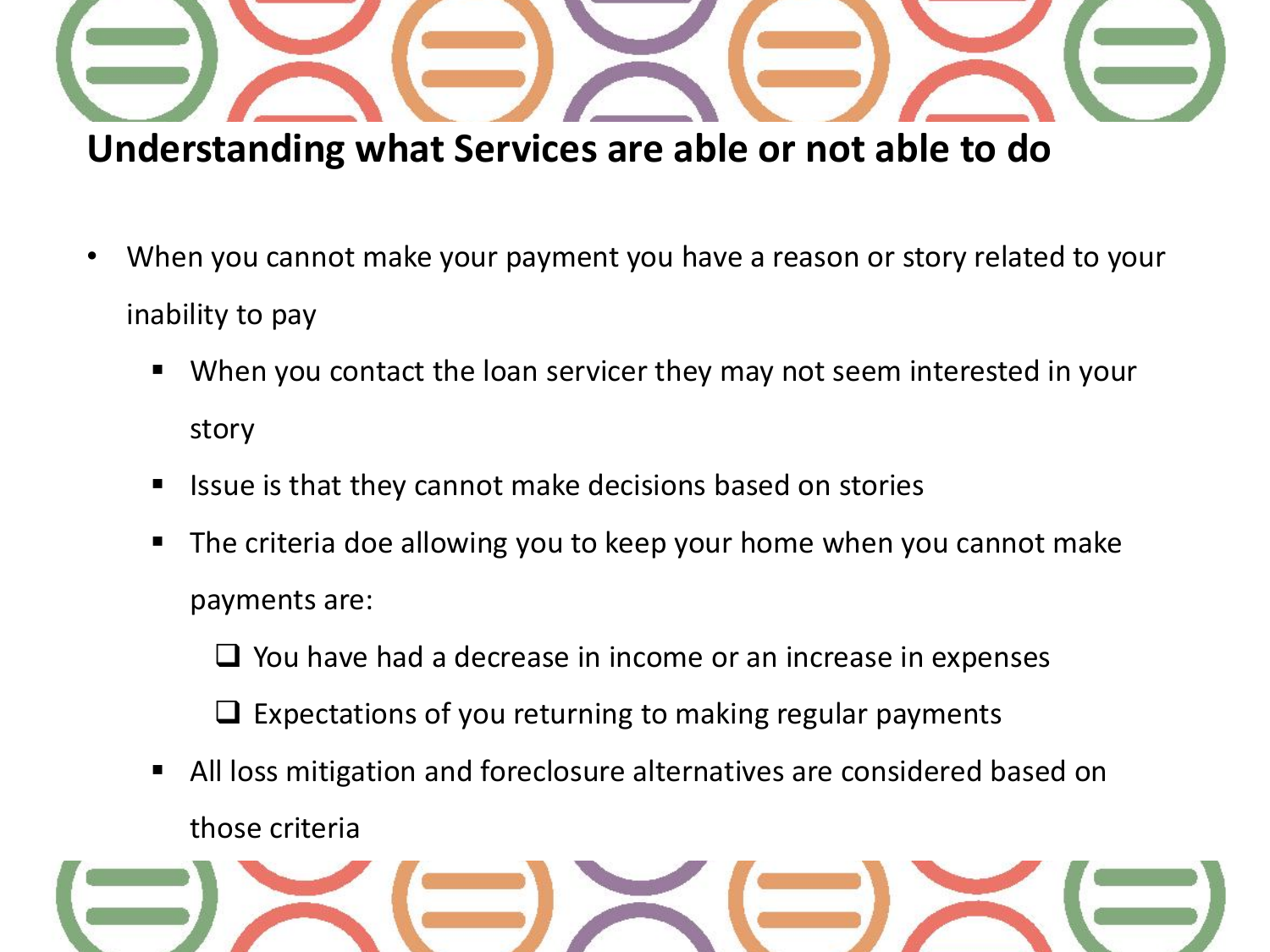# Understanding what Services are able or not able to do

- When you cannot make your payment you have a reason or story related to your inability to pay
  - When you contact the loan servicer they may not seem interested in your story
  - Issue is that they cannot make decisions based on stories
  - The criteria doe allowing you to keep your home when you cannot make payments are:
    - ❑ You have had a decrease in income or an increase in expenses
    - ❑ Expectations of you returning to making regular payments
  - All loss mitigation and foreclosure alternatives are considered based on those criteria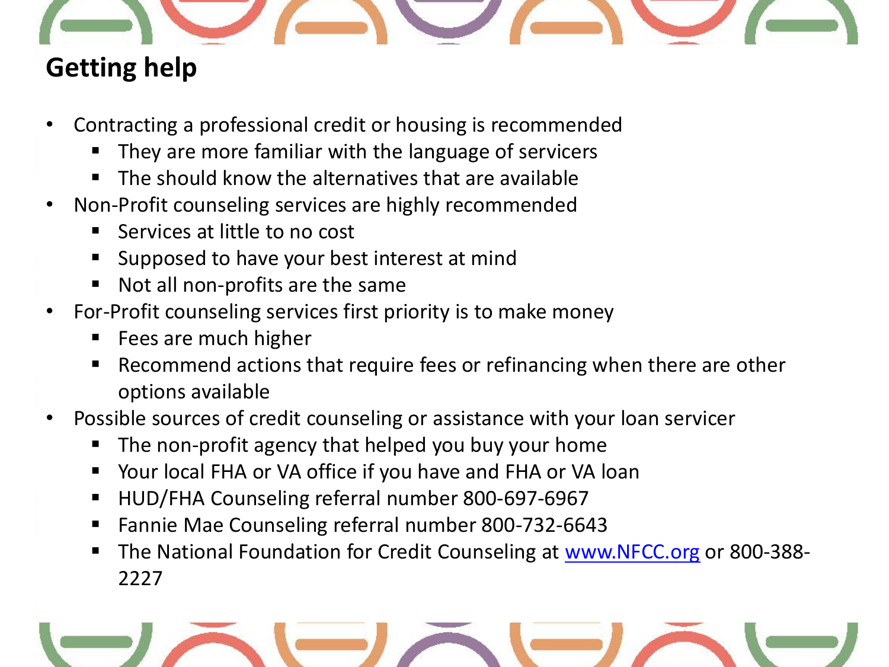## Getting help

- Contracting a professional credit or housing is recommended
  - They are more familiar with the language of servicers
  - The should know the alternatives that are available
- Non-Profit counseling services are highly recommended
  - Services at little to no cost
  - Supposed to have your best interest at mind
  - Not all non-profits are the same
- For-Profit counseling services first priority is to make money
  - Fees are much higher
  - Recommend actions that require fees or refinancing when there are other options available
- Possible sources of credit counseling or assistance with your loan servicer
  - The non-profit agency that helped you buy your home
  - Your local FHA or VA office if you have and FHA or VA loan
  - HUD/FHA Counseling referral number 800-697-6967
  - Fannie Mae Counseling referral number 800-732-6643
  - The National Foundation for Credit Counseling at [www.NFCC.org](http://www.NFCC.org) or 800-388-2227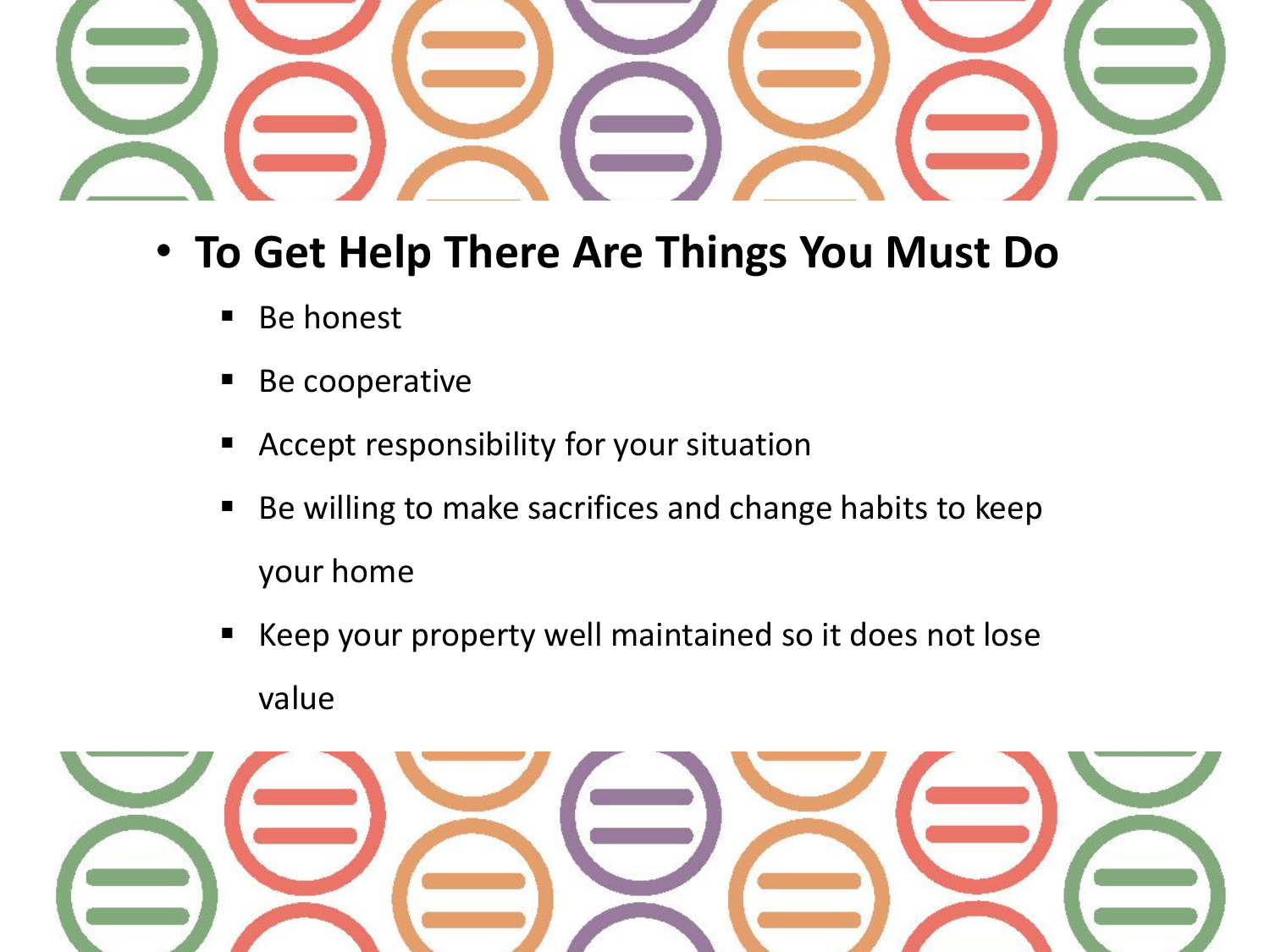- **To Get Help There Are Things You Must Do**
  - Be honest
  - Be cooperative
  - Accept responsibility for your situation
  - Be willing to make sacrifices and change habits to keep your home
  - Keep your property well maintained so it does not lose value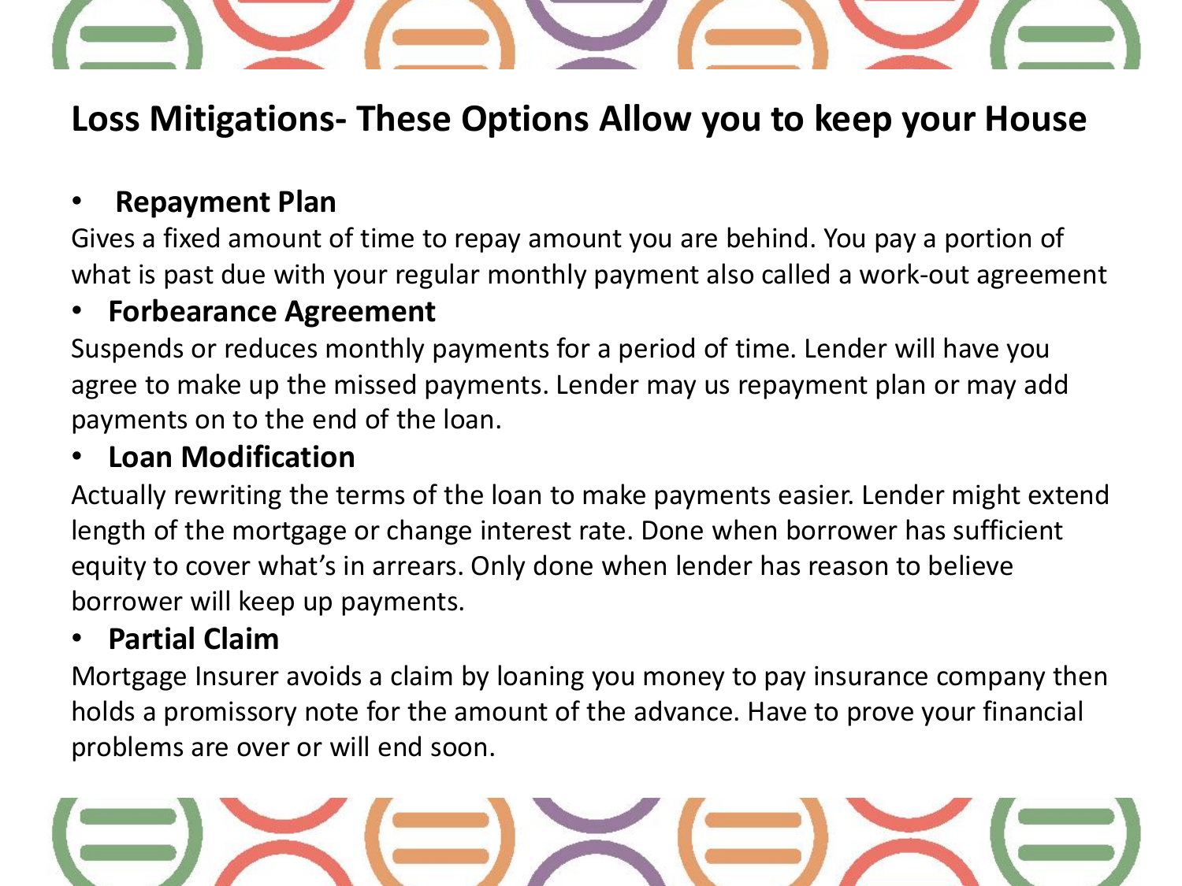# Loss Mitigations- These Options Allow you to keep your House

- **Repayment Plan**

Gives a fixed amount of time to repay amount you are behind. You pay a portion of what is past due with your regular monthly payment also called a work-out agreement

- **Forbearance Agreement**

Suspends or reduces monthly payments for a period of time. Lender will have you agree to make up the missed payments. Lender may us repayment plan or may add payments on to the end of the loan.

- **Loan Modification**

Actually rewriting the terms of the loan to make payments easier. Lender might extend length of the mortgage or change interest rate. Done when borrower has sufficient equity to cover what's in arrears. Only done when lender has reason to believe borrower will keep up payments.

- **Partial Claim**

Mortgage Insurer avoids a claim by loaning you money to pay insurance company then holds a promissory note for the amount of the advance. Have to prove your financial problems are over or will end soon.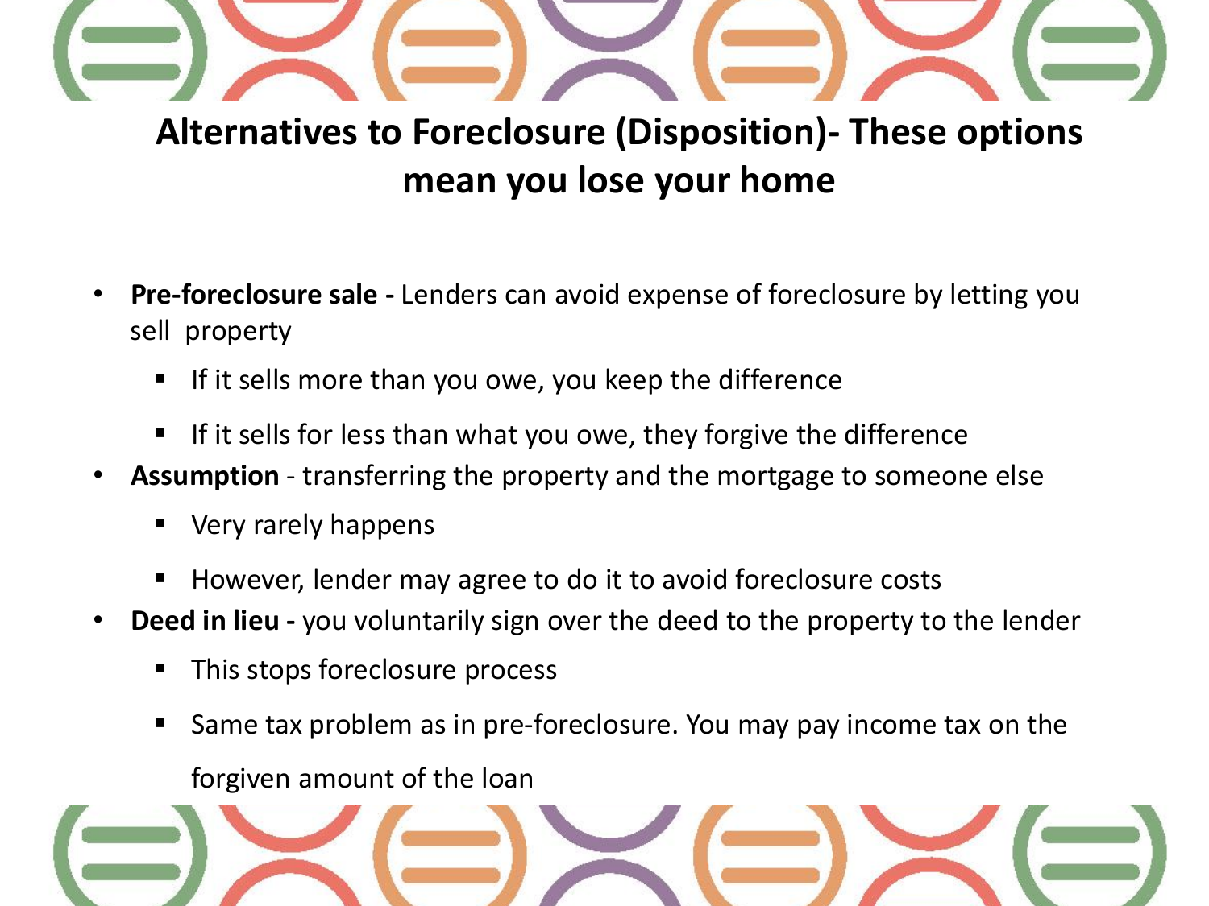# Alternatives to Foreclosure (Disposition)- These options mean you lose your home

- **Pre-foreclosure sale -** Lenders can avoid expense of foreclosure by letting you sell property
  - If it sells more than you owe, you keep the difference
  - If it sells for less than what you owe, they forgive the difference
- **Assumption** - transferring the property and the mortgage to someone else
  - Very rarely happens
  - However, lender may agree to do it to avoid foreclosure costs
- **Deed in lieu -** you voluntarily sign over the deed to the property to the lender
  - This stops foreclosure process
  - Same tax problem as in pre-foreclosure. You may pay income tax on the forgiven amount of the loan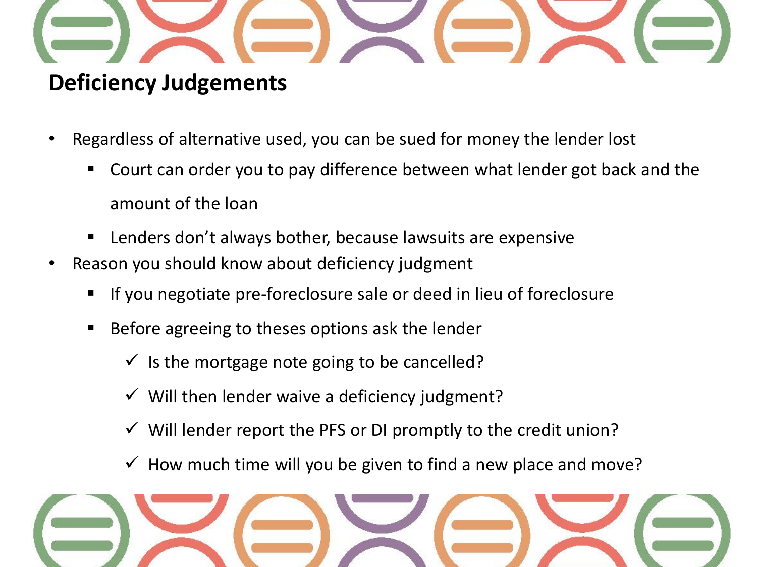## Deficiency Judgements

- Regardless of alternative used, you can be sued for money the lender lost
  - Court can order you to pay difference between what lender got back and the amount of the loan
  - Lenders don't always bother, because lawsuits are expensive
- Reason you should know about deficiency judgment
  - If you negotiate pre-foreclosure sale or deed in lieu of foreclosure
  - Before agreeing to theses options ask the lender
    - ✓ Is the mortgage note going to be cancelled?
    - ✓ Will then lender waive a deficiency judgment?
    - ✓ Will lender report the PFS or DI promptly to the credit union?
    - ✓ How much time will you be given to find a new place and move?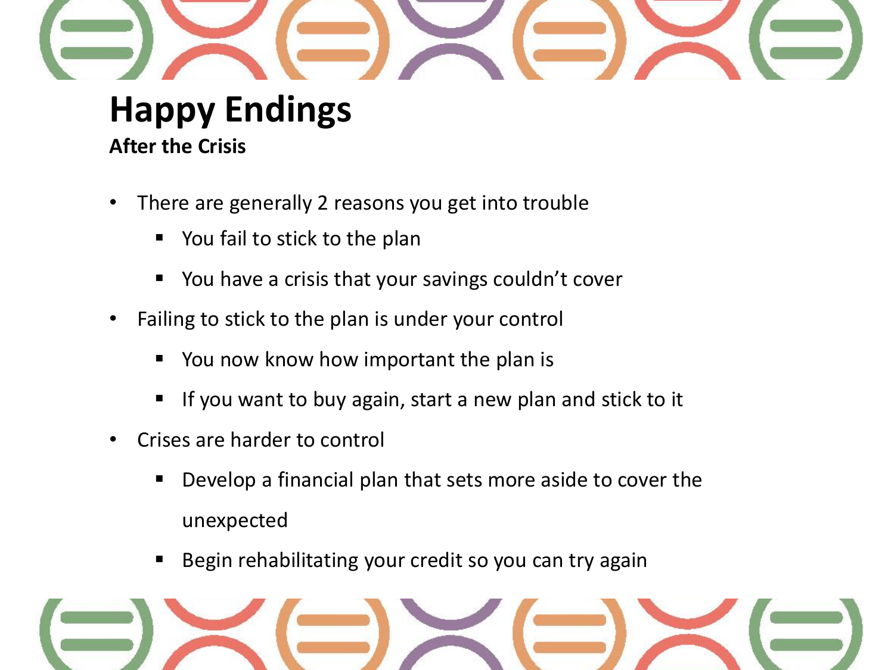# Happy Endings

**After the Crisis**

- There are generally 2 reasons you get into trouble
  - You fail to stick to the plan
  - You have a crisis that your savings couldn't cover
- Failing to stick to the plan is under your control
  - You now know how important the plan is
  - If you want to buy again, start a new plan and stick to it
- Crises are harder to control
  - Develop a financial plan that sets more aside to cover the unexpected
  - Begin rehabilitating your credit so you can try again